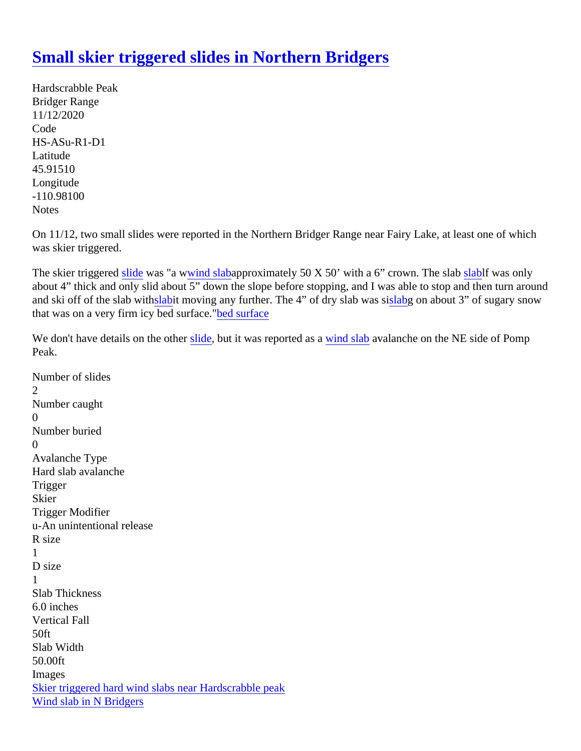# [Small skier triggered slides in Northern Bridgers]

Hardscrabble Peak
Bridger Range
11/12/2020
Code
HS-ASu-R1-D1
Latitude
45.91510
Longitude
-110.98100
Notes

On 11/12, two small slides were reported in the Northern Bridger Range near Fairy Lake, at least one of which was skier triggered.

The skier triggered slide was "a wwind slabapproximately 50 X 50' with a 6" crown. The slab slablf was only about 4" thick and only slid about 5" down the slope before stopping, and I was able to stop and then turn around and ski off of the slab withslabit moving any further. The 4" of dry slab was sislabg on about 3" of sugary snow that was on a very firm icy bed surface."bed surface

We don't have details on the other slide, but it was reported as a wind slab avalanche on the NE side of Pomp Peak.

Number of slides
2
Number caught
0
Number buried
0
Avalanche Type
Hard slab avalanche
Trigger
Skier
Trigger Modifier
u-An unintentional release
R size
1
D size
1
Slab Thickness
6.0 inches
Vertical Fall
50ft
Slab Width
50.00ft
Images
Skier triggered hard wind slabs near Hardscrabble peak
Wind slab in N Bridgers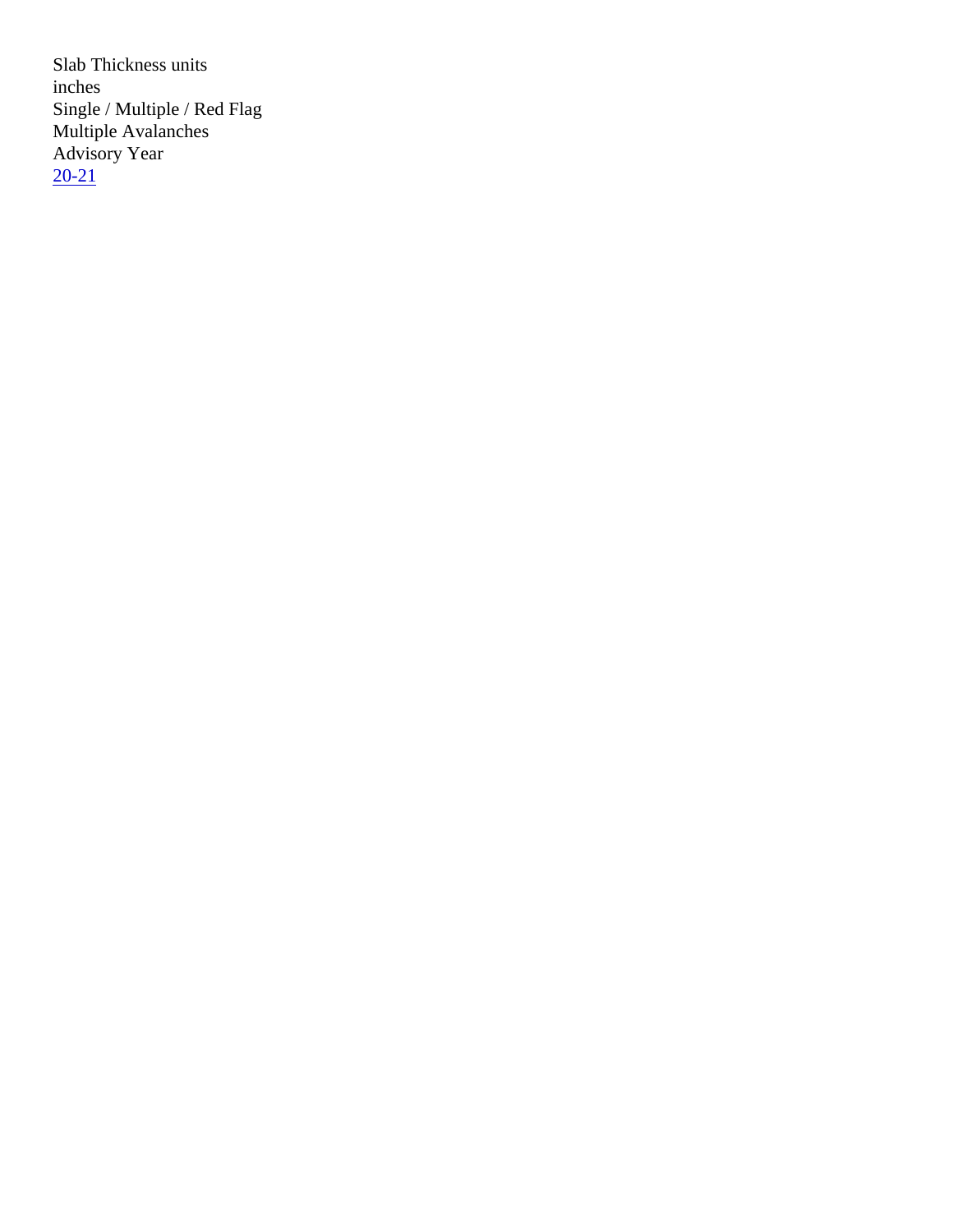Slab Thickness units
inches
Single / Multiple / Red Flag
Multiple Avalanches
Advisory Year
20-21